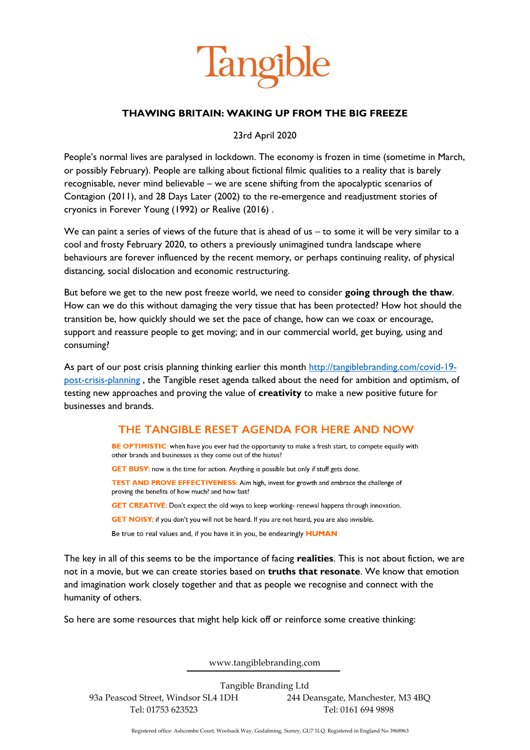# Tangible

## THAWING BRITAIN: WAKING UP FROM THE BIG FREEZE

23rd April 2020

People's normal lives are paralysed in lockdown. The economy is frozen in time (sometime in March, or possibly February). People are talking about fictional filmic qualities to a reality that is barely recognisable, never mind believable – we are scene shifting from the apocalyptic scenarios of Contagion (2011), and 28 Days Later (2002) to the re-emergence and readjustment stories of cryonics in Forever Young (1992) or Realive (2016) .

We can paint a series of views of the future that is ahead of us – to some it will be very similar to a cool and frosty February 2020, to others a previously unimagined tundra landscape where behaviours are forever influenced by the recent memory, or perhaps continuing reality, of physical distancing, social dislocation and economic restructuring.

But before we get to the new post freeze world, we need to consider **going through the thaw**. How can we do this without damaging the very tissue that has been protected? How hot should the transition be, how quickly should we set the pace of change, how can we coax or encourage, support and reassure people to get moving; and in our commercial world, get buying, using and consuming?

As part of our post crisis planning thinking earlier this month [http://tangiblebranding.com/covid-19-post-crisis-planning](http://tangiblebranding.com/covid-19-post-crisis-planning) , the Tangible reset agenda talked about the need for ambition and optimism, of testing new approaches and proving the value of **creativity** to make a new positive future for businesses and brands.

### THE TANGIBLE RESET AGENDA FOR HERE AND NOW

**BE OPTIMISTIC**: when have you ever had the opportunity to make a fresh start, to compete equally with other brands and businesses as they come out of the hiatus?

**GET BUSY**: now is the time for action. Anything is possible but only if stuff gets done.

**TEST AND PROVE EFFECTIVENESS**: Aim high, invest for growth and embrace the challenge of proving the benefits of how much? and how fast?

**GET CREATIVE**: Don't expect the old ways to keep working- renewal happens through innovation.

**GET NOISY**: if you don't you will not be heard. If you are not heard, you are also invisible.

Be true to real values and, if you have it in you, be endearingly **HUMAN**

The key in all of this seems to be the importance of facing **realities**. This is not about fiction, we are not in a movie, but we can create stories based on **truths that resonate**. We know that emotion and imagination work closely together and that as people we recognise and connect with the humanity of others.

So here are some resources that might help kick off or reinforce some creative thinking: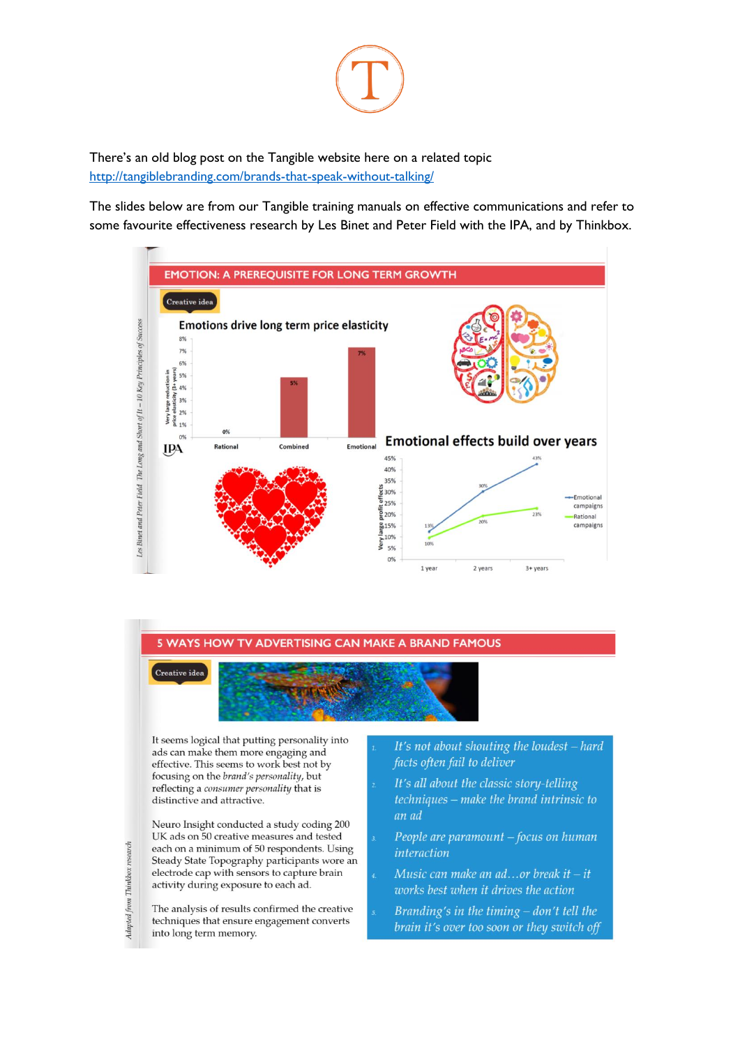There's an old blog post on the Tangible website here on a related topic
[http://tangiblebranding.com/brands-that-speak-without-talking/](http://tangiblebranding.com/brands-that-speak-without-talking/)

The slides below are from our Tangible training manuals on effective communications and refer to some favourite effectiveness research by Les Binet and Peter Field with the IPA, and by Thinkbox.

## EMOTION: A PREREQUISITE FOR LONG TERM GROWTH

Creative idea

**Emotions drive long term price elasticity**

| | Very large reduction in price elasticity (3+ years) |
|---|---|
| Rational | 0% |
| Combined | 5% |
| Emotional | 7% |

IPA

**Emotional effects build over years**

| Very large profit effects | 1 year | 2 years | 3+ years |
|---|---|---|---|
| Emotional campaigns | 13% | 30% | 43% |
| Rational campaigns | 10% | 20% | 23% |

*Les Binet and Peter Field The Long and Short of It – 10 Key Principles of Success*

## 5 WAYS HOW TV ADVERTISING CAN MAKE A BRAND FAMOUS

Creative idea

It seems logical that putting personality into ads can make them more engaging and effective. This seems to work best not by focusing on the *brand's personality*, but reflecting a *consumer personality* that is distinctive and attractive.

Neuro Insight conducted a study coding 200 UK ads on 50 creative measures and tested each on a minimum of 50 respondents. Using Steady State Topography participants wore an electrode cap with sensors to capture brain activity during exposure to each ad.

The analysis of results confirmed the creative techniques that ensure engagement converts into long term memory.

1. *It's not about shouting the loudest – hard facts often fail to deliver*
2. *It's all about the classic story-telling techniques – make the brand intrinsic to an ad*
3. *People are paramount – focus on human interaction*
4. *Music can make an ad…or break it – it works best when it drives the action*
5. *Branding's in the timing – don't tell the brain it's over too soon or they switch off*

*Adapted from Thinkbox research*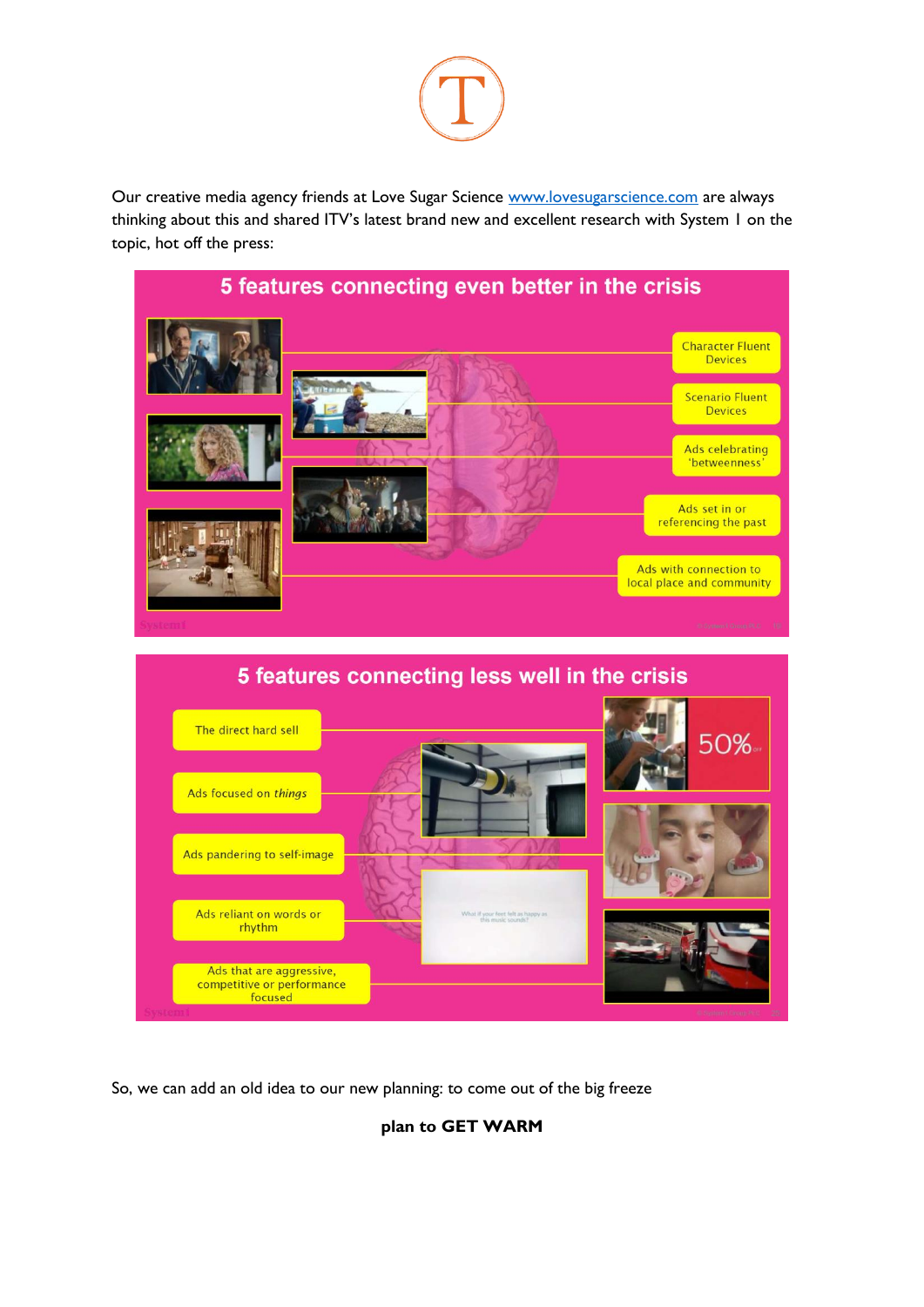Our creative media agency friends at Love Sugar Science [www.lovesugarscience.com](http://www.lovesugarscience.com) are always thinking about this and shared ITV's latest brand new and excellent research with System 1 on the topic, hot off the press:

**5 features connecting even better in the crisis**

Character Fluent Devices

Scenario Fluent Devices

Ads celebrating 'betweenness'

Ads set in or referencing the past

Ads with connection to local place and community

**5 features connecting less well in the crisis**

The direct hard sell

Ads focused on *things*

Ads pandering to self-image

Ads reliant on words or rhythm

Ads that are aggressive, competitive or performance focused

So, we can add an old idea to our new planning: to come out of the big freeze

**plan to GET WARM**